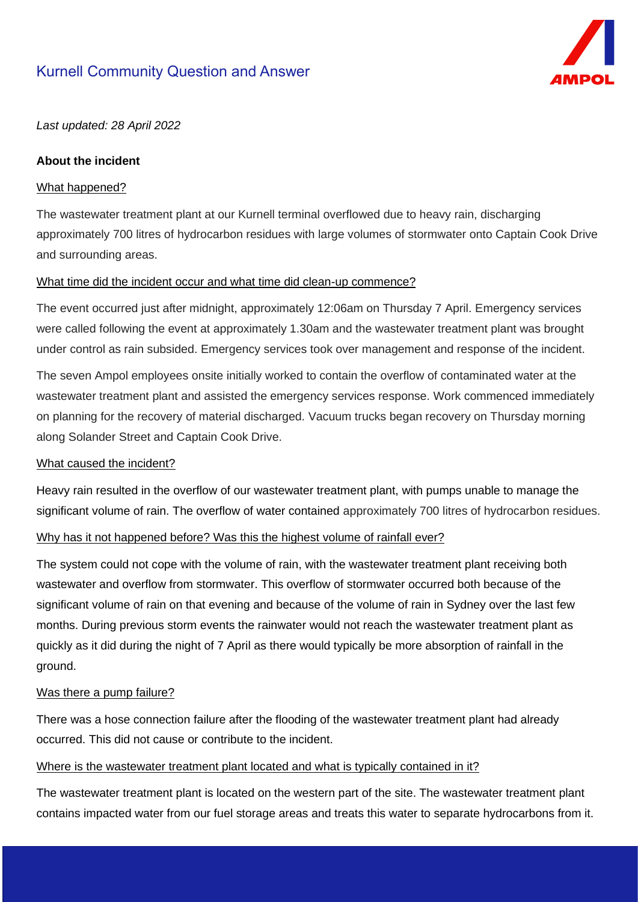# Kurnell Community Question and Answer

*Last updated: 28 April 2022*

**About the incident**

## What happened?

The wastewater treatment plant at our Kurnell terminal overflowed due to heavy rain, discharging approximately 700 litres of hydrocarbon residues with large volumes of stormwater onto Captain Cook Drive and surrounding areas.

## What time did the incident occur and what time did clean-up commence?

The event occurred just after midnight, approximately 12:06am on Thursday 7 April. Emergency services were called following the event at approximately 1.30am and the wastewater treatment plant was brought under control as rain subsided. Emergency services took over management and response of the incident.

The seven Ampol employees onsite initially worked to contain the overflow of contaminated water at the wastewater treatment plant and assisted the emergency services response. Work commenced immediately on planning for the recovery of material discharged. Vacuum trucks began recovery on Thursday morning along Solander Street and Captain Cook Drive.

## What caused the incident?

Heavy rain resulted in the overflow of our wastewater treatment plant, with pumps unable to manage the significant volume of rain. The overflow of water contained approximately 700 litres of hydrocarbon residues.

## Why has it not happened before? Was this the highest volume of rainfall ever?

The system could not cope with the volume of rain, with the wastewater treatment plant receiving both wastewater and overflow from stormwater. This overflow of stormwater occurred both because of the significant volume of rain on that evening and because of the volume of rain in Sydney over the last few months. During previous storm events the rainwater would not reach the wastewater treatment plant as quickly as it did during the night of 7 April as there would typically be more absorption of rainfall in the ground.

## Was there a pump failure?

There was a hose connection failure after the flooding of the wastewater treatment plant had already occurred. This did not cause or contribute to the incident.

## Where is the wastewater treatment plant located and what is typically contained in it?

The wastewater treatment plant is located on the western part of the site. The wastewater treatment plant contains impacted water from our fuel storage areas and treats this water to separate hydrocarbons from it.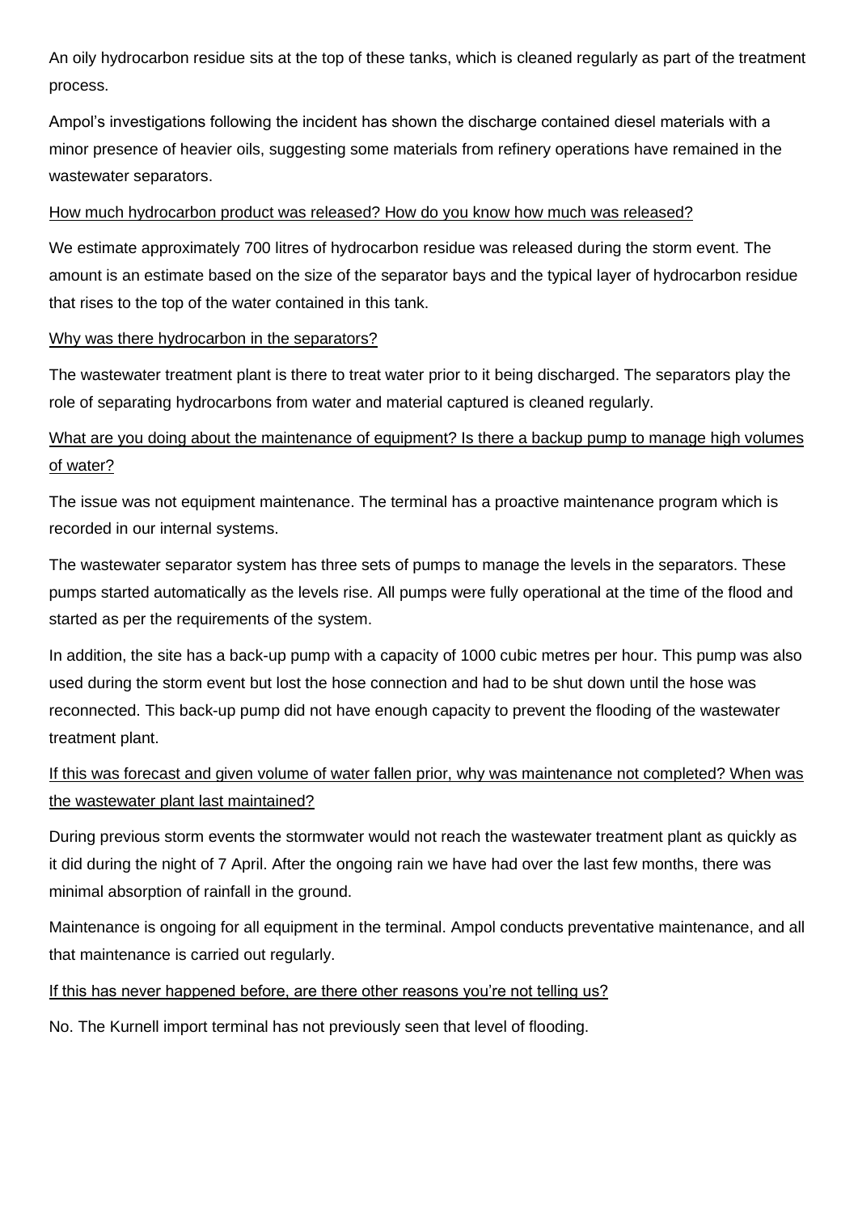An oily hydrocarbon residue sits at the top of these tanks, which is cleaned regularly as part of the treatment process.

Ampol's investigations following the incident has shown the discharge contained diesel materials with a minor presence of heavier oils, suggesting some materials from refinery operations have remained in the wastewater separators.

<u>How much hydrocarbon product was released? How do you know how much was released?</u>

We estimate approximately 700 litres of hydrocarbon residue was released during the storm event. The amount is an estimate based on the size of the separator bays and the typical layer of hydrocarbon residue that rises to the top of the water contained in this tank.

<u>Why was there hydrocarbon in the separators?</u>

The wastewater treatment plant is there to treat water prior to it being discharged. The separators play the role of separating hydrocarbons from water and material captured is cleaned regularly.

<u>What are you doing about the maintenance of equipment? Is there a backup pump to manage high volumes of water?</u>

The issue was not equipment maintenance. The terminal has a proactive maintenance program which is recorded in our internal systems.

The wastewater separator system has three sets of pumps to manage the levels in the separators. These pumps started automatically as the levels rise. All pumps were fully operational at the time of the flood and started as per the requirements of the system.

In addition, the site has a back-up pump with a capacity of 1000 cubic metres per hour. This pump was also used during the storm event but lost the hose connection and had to be shut down until the hose was reconnected. This back-up pump did not have enough capacity to prevent the flooding of the wastewater treatment plant.

<u>If this was forecast and given volume of water fallen prior, why was maintenance not completed? When was the wastewater plant last maintained?</u>

During previous storm events the stormwater would not reach the wastewater treatment plant as quickly as it did during the night of 7 April. After the ongoing rain we have had over the last few months, there was minimal absorption of rainfall in the ground.

Maintenance is ongoing for all equipment in the terminal. Ampol conducts preventative maintenance, and all that maintenance is carried out regularly.

<u>If this has never happened before, are there other reasons you're not telling us?</u>

No. The Kurnell import terminal has not previously seen that level of flooding.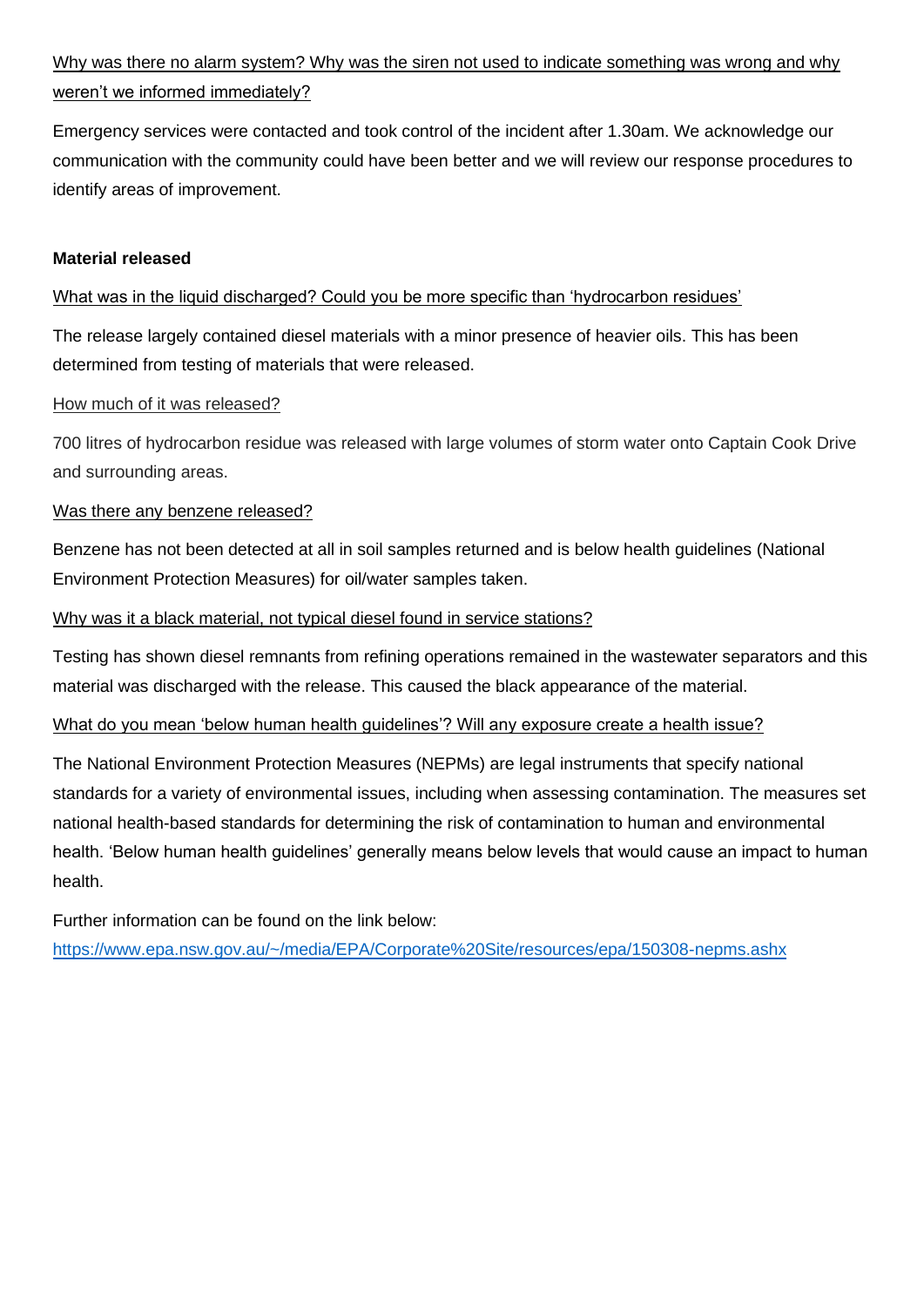Why was there no alarm system? Why was the siren not used to indicate something was wrong and why weren't we informed immediately?

Emergency services were contacted and took control of the incident after 1.30am. We acknowledge our communication with the community could have been better and we will review our response procedures to identify areas of improvement.

**Material released**

What was in the liquid discharged? Could you be more specific than 'hydrocarbon residues'

The release largely contained diesel materials with a minor presence of heavier oils. This has been determined from testing of materials that were released.

How much of it was released?

700 litres of hydrocarbon residue was released with large volumes of storm water onto Captain Cook Drive and surrounding areas.

Was there any benzene released?

Benzene has not been detected at all in soil samples returned and is below health guidelines (National Environment Protection Measures) for oil/water samples taken.

Why was it a black material, not typical diesel found in service stations?

Testing has shown diesel remnants from refining operations remained in the wastewater separators and this material was discharged with the release. This caused the black appearance of the material.

What do you mean 'below human health guidelines'? Will any exposure create a health issue?

The National Environment Protection Measures (NEPMs) are legal instruments that specify national standards for a variety of environmental issues, including when assessing contamination. The measures set national health-based standards for determining the risk of contamination to human and environmental health. 'Below human health guidelines' generally means below levels that would cause an impact to human health.

Further information can be found on the link below:
https://www.epa.nsw.gov.au/~/media/EPA/Corporate%20Site/resources/epa/150308-nepms.ashx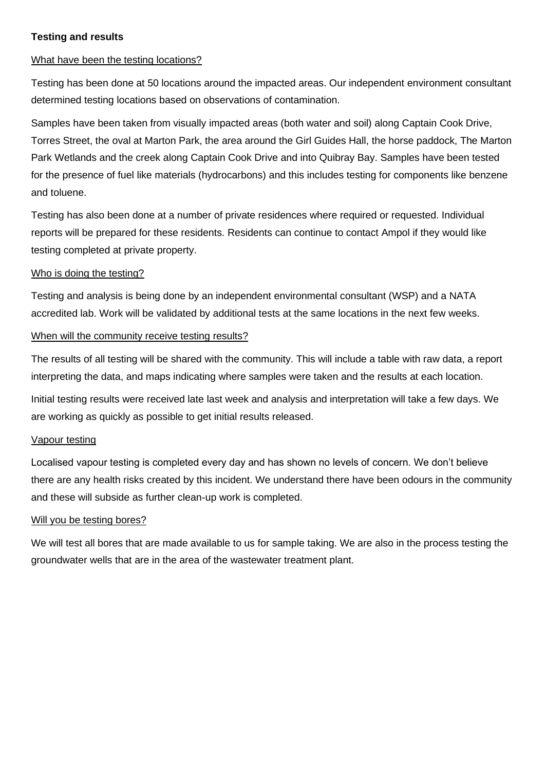**Testing and results**

What have been the testing locations?

Testing has been done at 50 locations around the impacted areas. Our independent environment consultant determined testing locations based on observations of contamination.

Samples have been taken from visually impacted areas (both water and soil) along Captain Cook Drive, Torres Street, the oval at Marton Park, the area around the Girl Guides Hall, the horse paddock, The Marton Park Wetlands and the creek along Captain Cook Drive and into Quibray Bay. Samples have been tested for the presence of fuel like materials (hydrocarbons) and this includes testing for components like benzene and toluene.

Testing has also been done at a number of private residences where required or requested. Individual reports will be prepared for these residents. Residents can continue to contact Ampol if they would like testing completed at private property.

Who is doing the testing?

Testing and analysis is being done by an independent environmental consultant (WSP) and a NATA accredited lab. Work will be validated by additional tests at the same locations in the next few weeks.

When will the community receive testing results?

The results of all testing will be shared with the community. This will include a table with raw data, a report interpreting the data, and maps indicating where samples were taken and the results at each location.

Initial testing results were received late last week and analysis and interpretation will take a few days. We are working as quickly as possible to get initial results released.

Vapour testing

Localised vapour testing is completed every day and has shown no levels of concern. We don't believe there are any health risks created by this incident. We understand there have been odours in the community and these will subside as further clean-up work is completed.

Will you be testing bores?

We will test all bores that are made available to us for sample taking. We are also in the process testing the groundwater wells that are in the area of the wastewater treatment plant.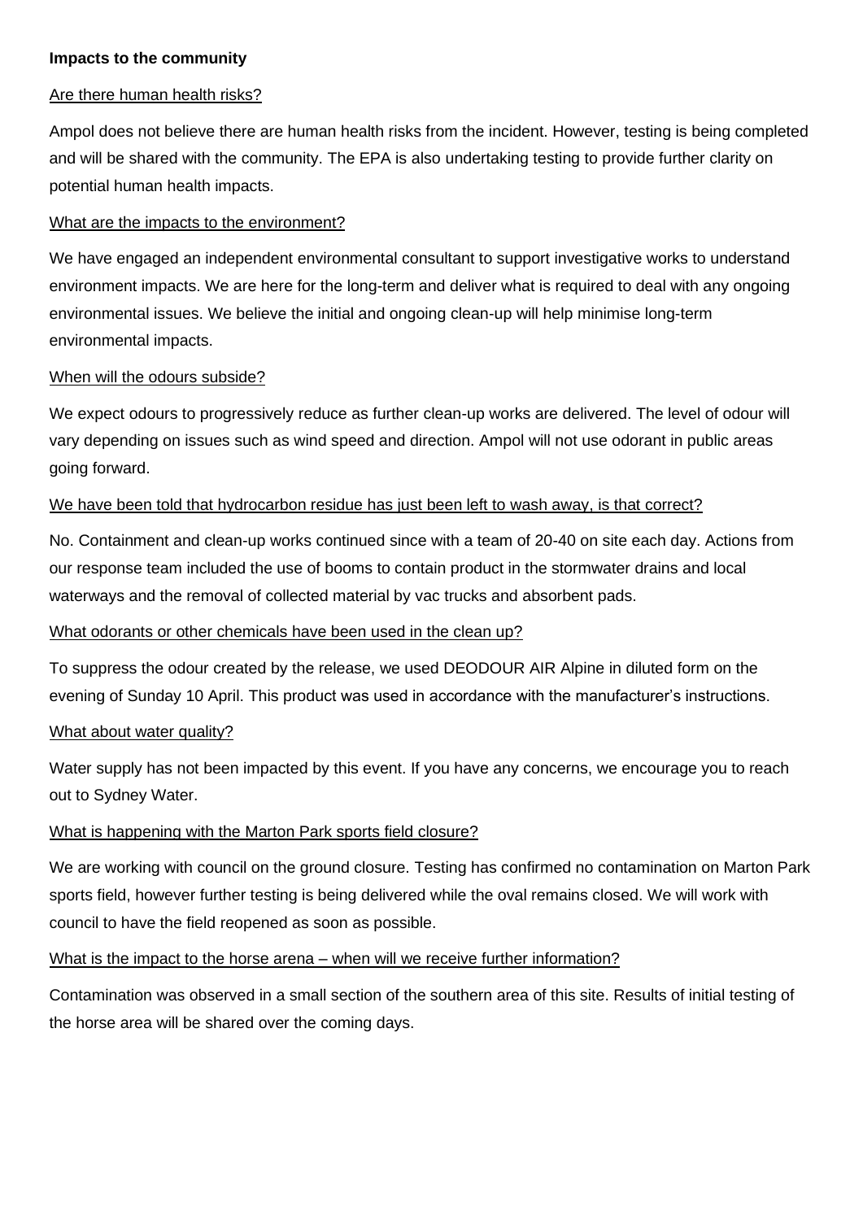**Impacts to the community**

Are there human health risks?

Ampol does not believe there are human health risks from the incident. However, testing is being completed and will be shared with the community. The EPA is also undertaking testing to provide further clarity on potential human health impacts.

What are the impacts to the environment?

We have engaged an independent environmental consultant to support investigative works to understand environment impacts. We are here for the long-term and deliver what is required to deal with any ongoing environmental issues. We believe the initial and ongoing clean-up will help minimise long-term environmental impacts.

When will the odours subside?

We expect odours to progressively reduce as further clean-up works are delivered. The level of odour will vary depending on issues such as wind speed and direction. Ampol will not use odorant in public areas going forward.

We have been told that hydrocarbon residue has just been left to wash away, is that correct?

No. Containment and clean-up works continued since with a team of 20-40 on site each day. Actions from our response team included the use of booms to contain product in the stormwater drains and local waterways and the removal of collected material by vac trucks and absorbent pads.

What odorants or other chemicals have been used in the clean up?

To suppress the odour created by the release, we used DEODOUR AIR Alpine in diluted form on the evening of Sunday 10 April. This product was used in accordance with the manufacturer's instructions.

What about water quality?

Water supply has not been impacted by this event. If you have any concerns, we encourage you to reach out to Sydney Water.

What is happening with the Marton Park sports field closure?

We are working with council on the ground closure. Testing has confirmed no contamination on Marton Park sports field, however further testing is being delivered while the oval remains closed. We will work with council to have the field reopened as soon as possible.

What is the impact to the horse arena – when will we receive further information?

Contamination was observed in a small section of the southern area of this site. Results of initial testing of the horse area will be shared over the coming days.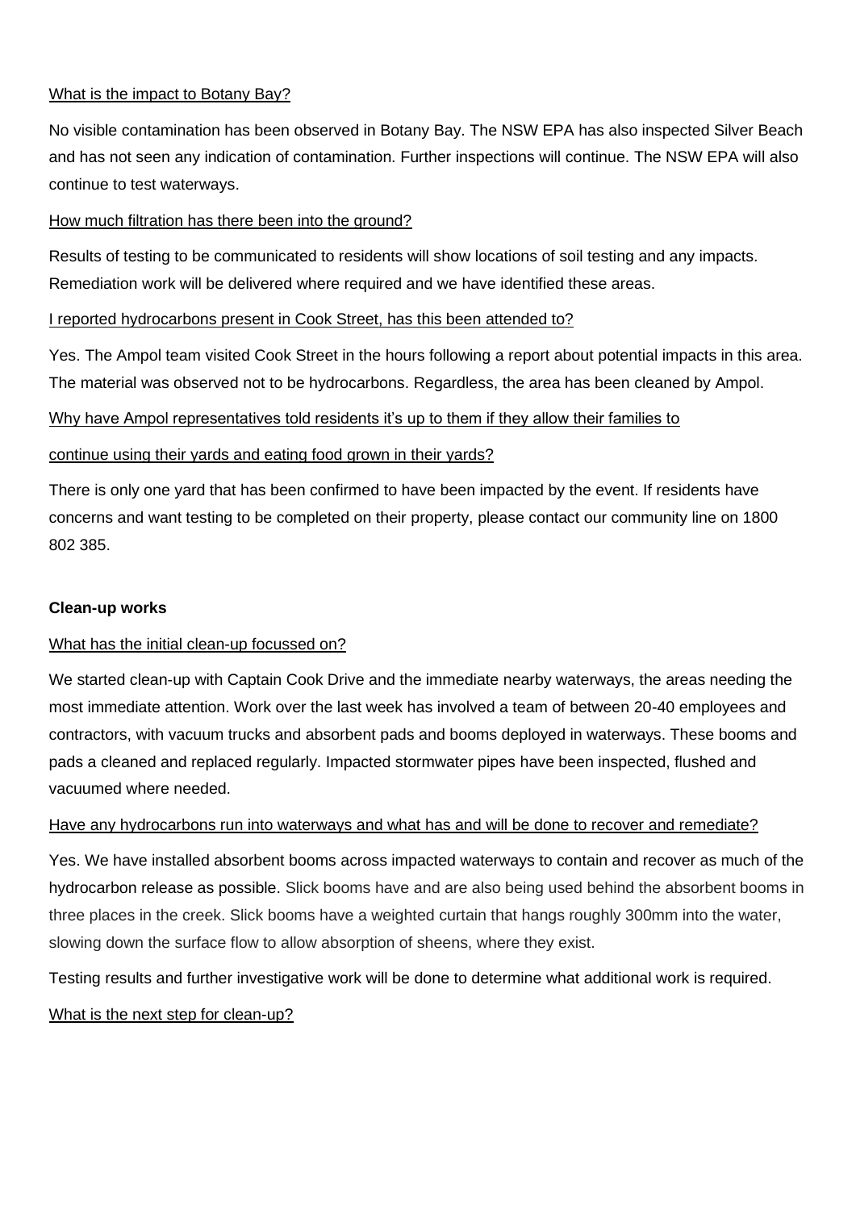What is the impact to Botany Bay?

No visible contamination has been observed in Botany Bay. The NSW EPA has also inspected Silver Beach and has not seen any indication of contamination. Further inspections will continue. The NSW EPA will also continue to test waterways.

How much filtration has there been into the ground?

Results of testing to be communicated to residents will show locations of soil testing and any impacts. Remediation work will be delivered where required and we have identified these areas.

I reported hydrocarbons present in Cook Street, has this been attended to?

Yes. The Ampol team visited Cook Street in the hours following a report about potential impacts in this area. The material was observed not to be hydrocarbons. Regardless, the area has been cleaned by Ampol.

Why have Ampol representatives told residents it's up to them if they allow their families to continue using their yards and eating food grown in their yards?

There is only one yard that has been confirmed to have been impacted by the event. If residents have concerns and want testing to be completed on their property, please contact our community line on 1800 802 385.

**Clean-up works**

What has the initial clean-up focussed on?

We started clean-up with Captain Cook Drive and the immediate nearby waterways, the areas needing the most immediate attention. Work over the last week has involved a team of between 20-40 employees and contractors, with vacuum trucks and absorbent pads and booms deployed in waterways. These booms and pads a cleaned and replaced regularly. Impacted stormwater pipes have been inspected, flushed and vacuumed where needed.

Have any hydrocarbons run into waterways and what has and will be done to recover and remediate?

Yes. We have installed absorbent booms across impacted waterways to contain and recover as much of the hydrocarbon release as possible. Slick booms have and are also being used behind the absorbent booms in three places in the creek. Slick booms have a weighted curtain that hangs roughly 300mm into the water, slowing down the surface flow to allow absorption of sheens, where they exist.

Testing results and further investigative work will be done to determine what additional work is required.

What is the next step for clean-up?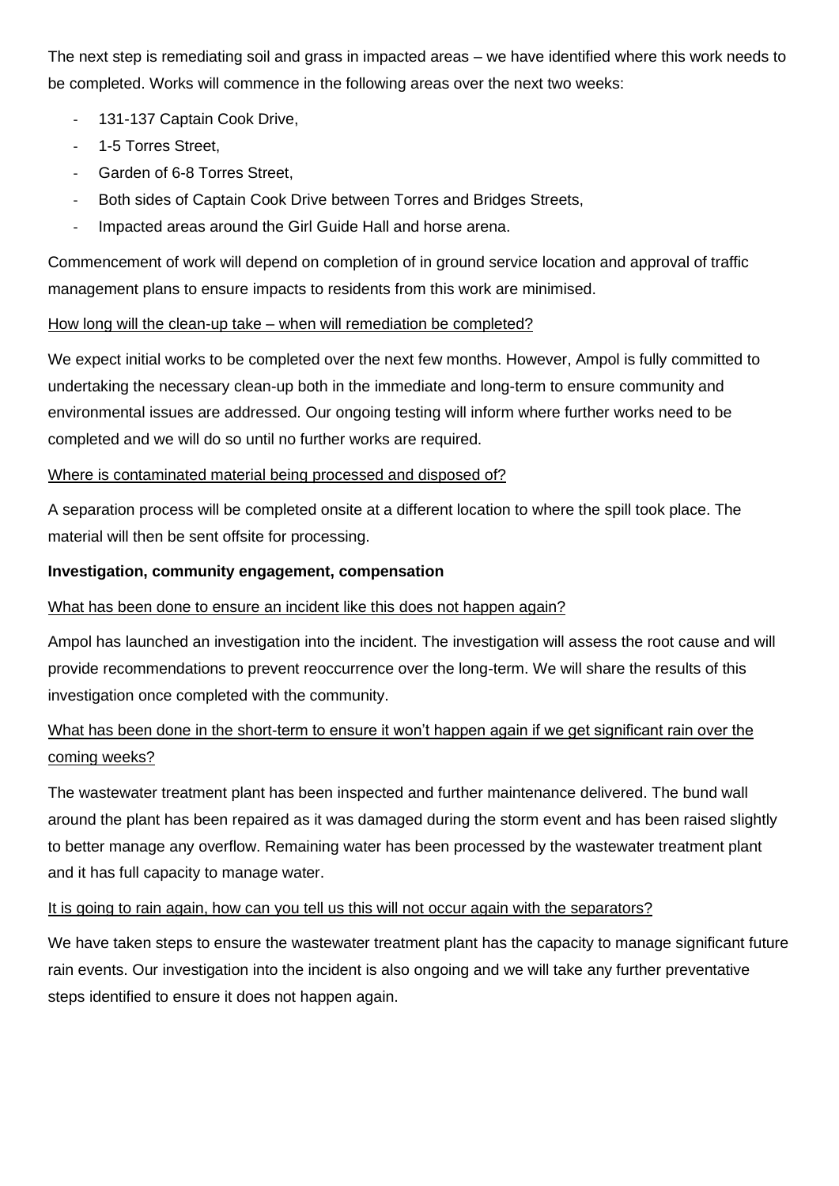The next step is remediating soil and grass in impacted areas – we have identified where this work needs to be completed. Works will commence in the following areas over the next two weeks:

- 131-137 Captain Cook Drive,
- 1-5 Torres Street,
- Garden of 6-8 Torres Street,
- Both sides of Captain Cook Drive between Torres and Bridges Streets,
- Impacted areas around the Girl Guide Hall and horse arena.

Commencement of work will depend on completion of in ground service location and approval of traffic management plans to ensure impacts to residents from this work are minimised.

How long will the clean-up take – when will remediation be completed?

We expect initial works to be completed over the next few months. However, Ampol is fully committed to undertaking the necessary clean-up both in the immediate and long-term to ensure community and environmental issues are addressed. Our ongoing testing will inform where further works need to be completed and we will do so until no further works are required.

Where is contaminated material being processed and disposed of?

A separation process will be completed onsite at a different location to where the spill took place. The material will then be sent offsite for processing.

**Investigation, community engagement, compensation**

What has been done to ensure an incident like this does not happen again?

Ampol has launched an investigation into the incident. The investigation will assess the root cause and will provide recommendations to prevent reoccurrence over the long-term. We will share the results of this investigation once completed with the community.

What has been done in the short-term to ensure it won't happen again if we get significant rain over the coming weeks?

The wastewater treatment plant has been inspected and further maintenance delivered. The bund wall around the plant has been repaired as it was damaged during the storm event and has been raised slightly to better manage any overflow. Remaining water has been processed by the wastewater treatment plant and it has full capacity to manage water.

It is going to rain again, how can you tell us this will not occur again with the separators?

We have taken steps to ensure the wastewater treatment plant has the capacity to manage significant future rain events. Our investigation into the incident is also ongoing and we will take any further preventative steps identified to ensure it does not happen again.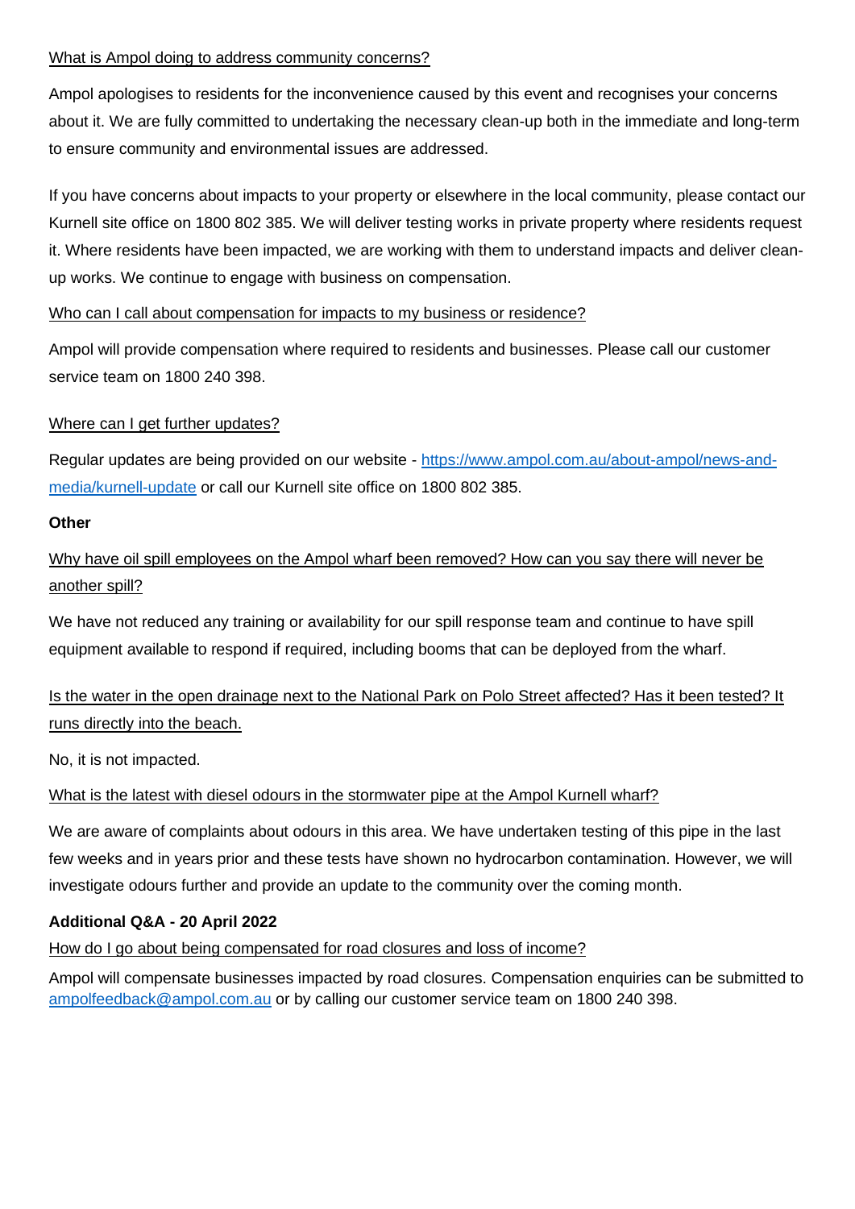What is Ampol doing to address community concerns?

Ampol apologises to residents for the inconvenience caused by this event and recognises your concerns about it. We are fully committed to undertaking the necessary clean-up both in the immediate and long-term to ensure community and environmental issues are addressed.

If you have concerns about impacts to your property or elsewhere in the local community, please contact our Kurnell site office on 1800 802 385. We will deliver testing works in private property where residents request it. Where residents have been impacted, we are working with them to understand impacts and deliver clean-up works. We continue to engage with business on compensation.

Who can I call about compensation for impacts to my business or residence?

Ampol will provide compensation where required to residents and businesses. Please call our customer service team on 1800 240 398.

Where can I get further updates?

Regular updates are being provided on our website - [https://www.ampol.com.au/about-ampol/news-and-media/kurnell-update](https://www.ampol.com.au/about-ampol/news-and-media/kurnell-update) or call our Kurnell site office on 1800 802 385.

**Other**

Why have oil spill employees on the Ampol wharf been removed? How can you say there will never be another spill?

We have not reduced any training or availability for our spill response team and continue to have spill equipment available to respond if required, including booms that can be deployed from the wharf.

Is the water in the open drainage next to the National Park on Polo Street affected? Has it been tested? It runs directly into the beach.

No, it is not impacted.

What is the latest with diesel odours in the stormwater pipe at the Ampol Kurnell wharf?

We are aware of complaints about odours in this area. We have undertaken testing of this pipe in the last few weeks and in years prior and these tests have shown no hydrocarbon contamination. However, we will investigate odours further and provide an update to the community over the coming month.

**Additional Q&A - 20 April 2022**

How do I go about being compensated for road closures and loss of income?

Ampol will compensate businesses impacted by road closures. Compensation enquiries can be submitted to [ampolfeedback@ampol.com.au](mailto:ampolfeedback@ampol.com.au) or by calling our customer service team on 1800 240 398.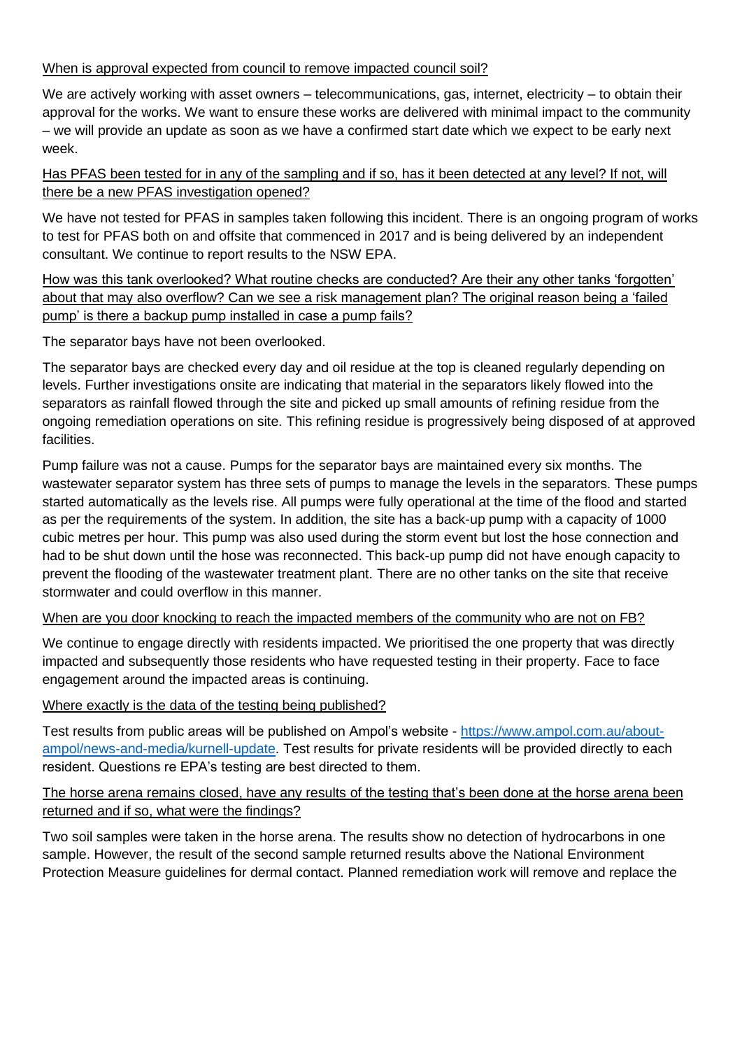When is approval expected from council to remove impacted council soil?

We are actively working with asset owners – telecommunications, gas, internet, electricity – to obtain their approval for the works. We want to ensure these works are delivered with minimal impact to the community – we will provide an update as soon as we have a confirmed start date which we expect to be early next week.

Has PFAS been tested for in any of the sampling and if so, has it been detected at any level? If not, will there be a new PFAS investigation opened?

We have not tested for PFAS in samples taken following this incident. There is an ongoing program of works to test for PFAS both on and offsite that commenced in 2017 and is being delivered by an independent consultant. We continue to report results to the NSW EPA.

How was this tank overlooked? What routine checks are conducted? Are their any other tanks 'forgotten' about that may also overflow? Can we see a risk management plan? The original reason being a 'failed pump' is there a backup pump installed in case a pump fails?

The separator bays have not been overlooked.

The separator bays are checked every day and oil residue at the top is cleaned regularly depending on levels. Further investigations onsite are indicating that material in the separators likely flowed into the separators as rainfall flowed through the site and picked up small amounts of refining residue from the ongoing remediation operations on site. This refining residue is progressively being disposed of at approved facilities.

Pump failure was not a cause. Pumps for the separator bays are maintained every six months. The wastewater separator system has three sets of pumps to manage the levels in the separators. These pumps started automatically as the levels rise. All pumps were fully operational at the time of the flood and started as per the requirements of the system. In addition, the site has a back-up pump with a capacity of 1000 cubic metres per hour. This pump was also used during the storm event but lost the hose connection and had to be shut down until the hose was reconnected. This back-up pump did not have enough capacity to prevent the flooding of the wastewater treatment plant. There are no other tanks on the site that receive stormwater and could overflow in this manner.

When are you door knocking to reach the impacted members of the community who are not on FB?

We continue to engage directly with residents impacted. We prioritised the one property that was directly impacted and subsequently those residents who have requested testing in their property. Face to face engagement around the impacted areas is continuing.

Where exactly is the data of the testing being published?

Test results from public areas will be published on Ampol's website - [https://www.ampol.com.au/about-ampol/news-and-media/kurnell-update](https://www.ampol.com.au/about-ampol/news-and-media/kurnell-update). Test results for private residents will be provided directly to each resident. Questions re EPA's testing are best directed to them.

The horse arena remains closed, have any results of the testing that's been done at the horse arena been returned and if so, what were the findings?

Two soil samples were taken in the horse arena. The results show no detection of hydrocarbons in one sample. However, the result of the second sample returned results above the National Environment Protection Measure guidelines for dermal contact. Planned remediation work will remove and replace the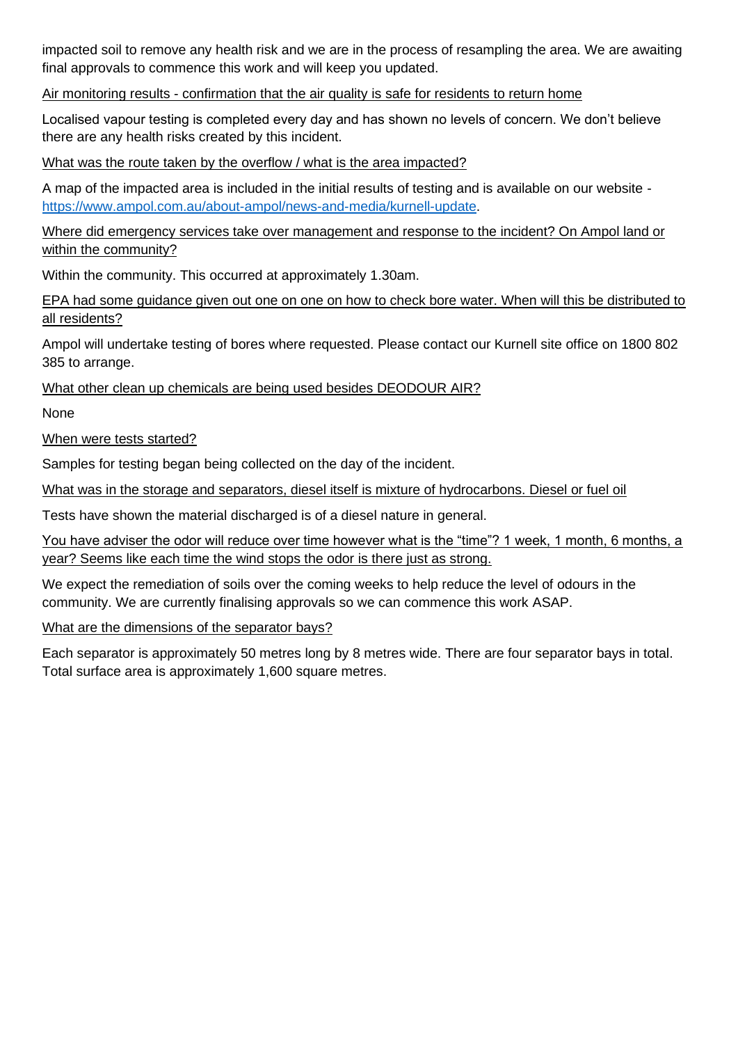impacted soil to remove any health risk and we are in the process of resampling the area. We are awaiting final approvals to commence this work and will keep you updated.

<u>Air monitoring results - confirmation that the air quality is safe for residents to return home</u>

Localised vapour testing is completed every day and has shown no levels of concern. We don't believe there are any health risks created by this incident.

<u>What was the route taken by the overflow / what is the area impacted?</u>

A map of the impacted area is included in the initial results of testing and is available on our website - [https://www.ampol.com.au/about-ampol/news-and-media/kurnell-update](https://www.ampol.com.au/about-ampol/news-and-media/kurnell-update).

<u>Where did emergency services take over management and response to the incident? On Ampol land or within the community?</u>

Within the community. This occurred at approximately 1.30am.

<u>EPA had some guidance given out one on one on how to check bore water. When will this be distributed to all residents?</u>

Ampol will undertake testing of bores where requested. Please contact our Kurnell site office on 1800 802 385 to arrange.

<u>What other clean up chemicals are being used besides DEODOUR AIR?</u>

None

<u>When were tests started?</u>

Samples for testing began being collected on the day of the incident.

<u>What was in the storage and separators, diesel itself is mixture of hydrocarbons. Diesel or fuel oil</u>

Tests have shown the material discharged is of a diesel nature in general.

<u>You have adviser the odor will reduce over time however what is the "time"? 1 week, 1 month, 6 months, a year? Seems like each time the wind stops the odor is there just as strong.</u>

We expect the remediation of soils over the coming weeks to help reduce the level of odours in the community. We are currently finalising approvals so we can commence this work ASAP.

<u>What are the dimensions of the separator bays?</u>

Each separator is approximately 50 metres long by 8 metres wide. There are four separator bays in total. Total surface area is approximately 1,600 square metres.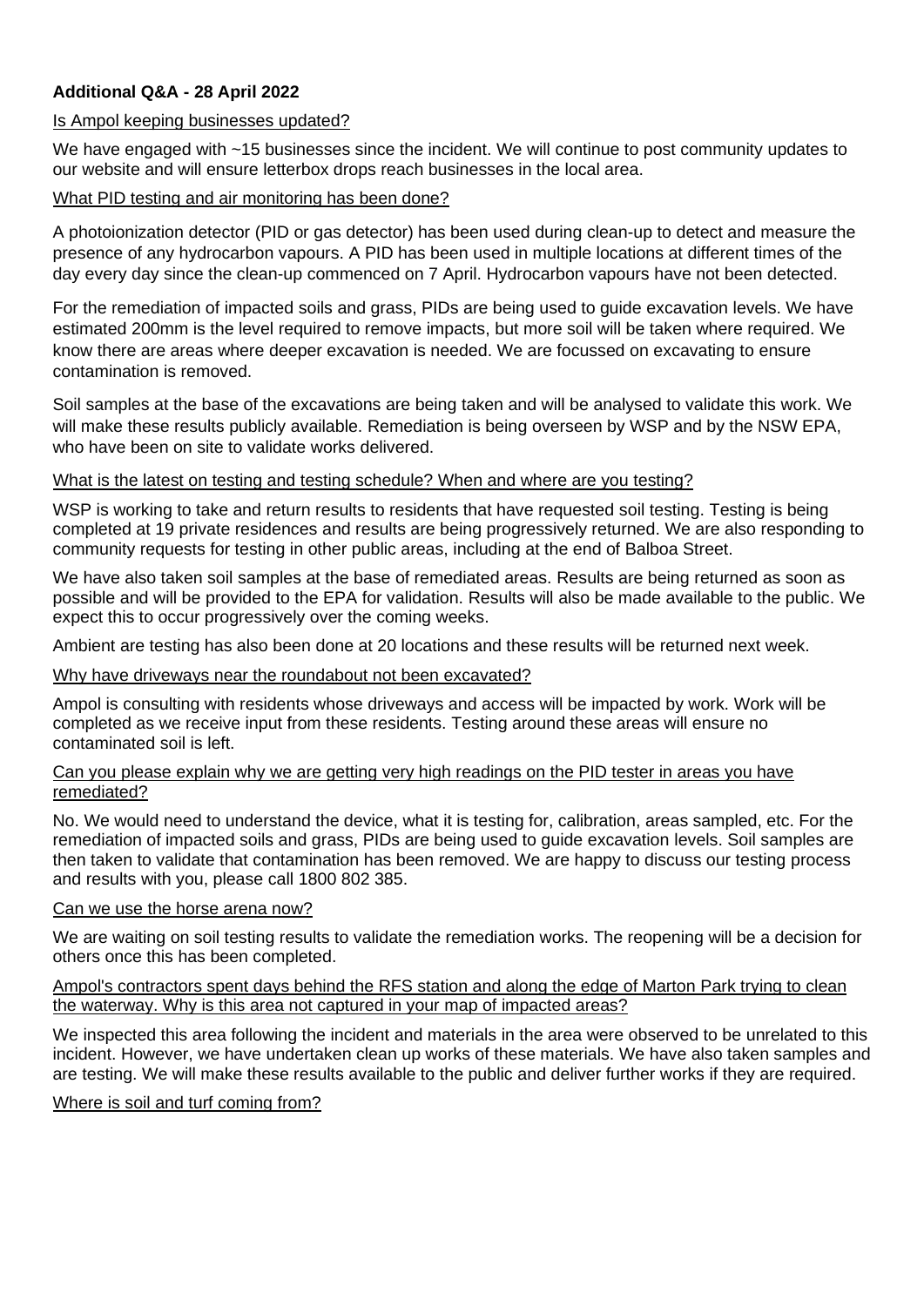**Additional Q&A - 28 April 2022**

Is Ampol keeping businesses updated?

We have engaged with ~15 businesses since the incident. We will continue to post community updates to our website and will ensure letterbox drops reach businesses in the local area.

What PID testing and air monitoring has been done?

A photoionization detector (PID or gas detector) has been used during clean-up to detect and measure the presence of any hydrocarbon vapours. A PID has been used in multiple locations at different times of the day every day since the clean-up commenced on 7 April. Hydrocarbon vapours have not been detected.

For the remediation of impacted soils and grass, PIDs are being used to guide excavation levels. We have estimated 200mm is the level required to remove impacts, but more soil will be taken where required. We know there are areas where deeper excavation is needed. We are focussed on excavating to ensure contamination is removed.

Soil samples at the base of the excavations are being taken and will be analysed to validate this work. We will make these results publicly available. Remediation is being overseen by WSP and by the NSW EPA, who have been on site to validate works delivered.

What is the latest on testing and testing schedule? When and where are you testing?

WSP is working to take and return results to residents that have requested soil testing. Testing is being completed at 19 private residences and results are being progressively returned. We are also responding to community requests for testing in other public areas, including at the end of Balboa Street.

We have also taken soil samples at the base of remediated areas. Results are being returned as soon as possible and will be provided to the EPA for validation. Results will also be made available to the public. We expect this to occur progressively over the coming weeks.

Ambient are testing has also been done at 20 locations and these results will be returned next week.

Why have driveways near the roundabout not been excavated?

Ampol is consulting with residents whose driveways and access will be impacted by work. Work will be completed as we receive input from these residents. Testing around these areas will ensure no contaminated soil is left.

Can you please explain why we are getting very high readings on the PID tester in areas you have remediated?

No. We would need to understand the device, what it is testing for, calibration, areas sampled, etc. For the remediation of impacted soils and grass, PIDs are being used to guide excavation levels. Soil samples are then taken to validate that contamination has been removed. We are happy to discuss our testing process and results with you, please call 1800 802 385.

Can we use the horse arena now?

We are waiting on soil testing results to validate the remediation works. The reopening will be a decision for others once this has been completed.

Ampol's contractors spent days behind the RFS station and along the edge of Marton Park trying to clean the waterway. Why is this area not captured in your map of impacted areas?

We inspected this area following the incident and materials in the area were observed to be unrelated to this incident. However, we have undertaken clean up works of these materials. We have also taken samples and are testing. We will make these results available to the public and deliver further works if they are required.

Where is soil and turf coming from?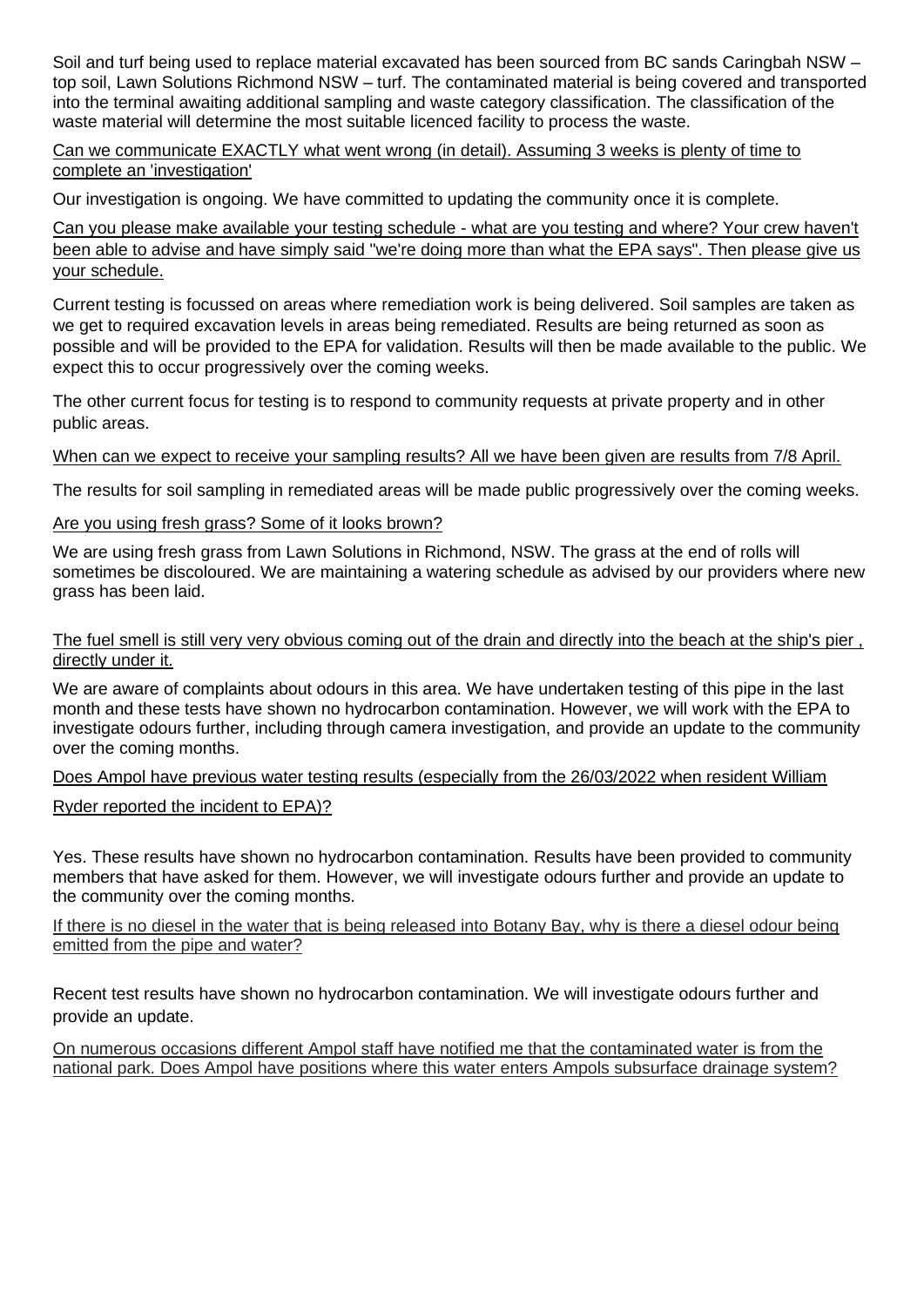Soil and turf being used to replace material excavated has been sourced from BC sands Caringbah NSW – top soil, Lawn Solutions Richmond NSW – turf. The contaminated material is being covered and transported into the terminal awaiting additional sampling and waste category classification. The classification of the waste material will determine the most suitable licenced facility to process the waste.

<u>Can we communicate EXACTLY what went wrong (in detail). Assuming 3 weeks is plenty of time to complete an 'investigation'</u>

Our investigation is ongoing. We have committed to updating the community once it is complete.

<u>Can you please make available your testing schedule - what are you testing and where? Your crew haven't been able to advise and have simply said "we're doing more than what the EPA says". Then please give us your schedule.</u>

Current testing is focussed on areas where remediation work is being delivered. Soil samples are taken as we get to required excavation levels in areas being remediated. Results are being returned as soon as possible and will be provided to the EPA for validation. Results will then be made available to the public. We expect this to occur progressively over the coming weeks.

The other current focus for testing is to respond to community requests at private property and in other public areas.

<u>When can we expect to receive your sampling results? All we have been given are results from 7/8 April.</u>

The results for soil sampling in remediated areas will be made public progressively over the coming weeks.

<u>Are you using fresh grass? Some of it looks brown?</u>

We are using fresh grass from Lawn Solutions in Richmond, NSW. The grass at the end of rolls will sometimes be discoloured. We are maintaining a watering schedule as advised by our providers where new grass has been laid.

<u>The fuel smell is still very very obvious coming out of the drain and directly into the beach at the ship's pier , directly under it.</u>

We are aware of complaints about odours in this area. We have undertaken testing of this pipe in the last month and these tests have shown no hydrocarbon contamination. However, we will work with the EPA to investigate odours further, including through camera investigation, and provide an update to the community over the coming months.

<u>Does Ampol have previous water testing results (especially from the 26/03/2022 when resident William Ryder reported the incident to EPA)?</u>

Yes. These results have shown no hydrocarbon contamination. Results have been provided to community members that have asked for them. However, we will investigate odours further and provide an update to the community over the coming months.

<u>If there is no diesel in the water that is being released into Botany Bay, why is there a diesel odour being emitted from the pipe and water?</u>

Recent test results have shown no hydrocarbon contamination. We will investigate odours further and provide an update.

<u>On numerous occasions different Ampol staff have notified me that the contaminated water is from the national park. Does Ampol have positions where this water enters Ampols subsurface drainage system?</u>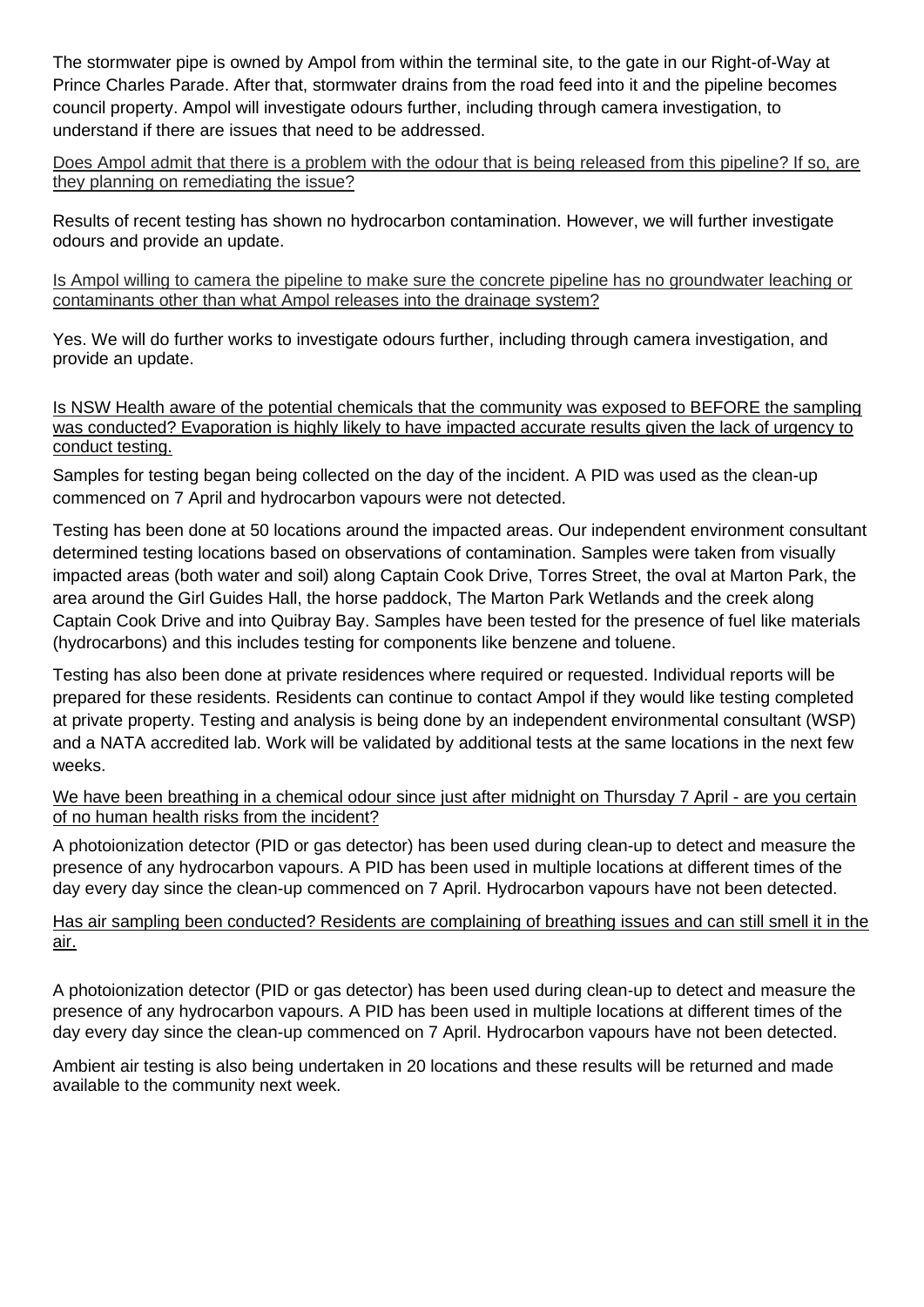The stormwater pipe is owned by Ampol from within the terminal site, to the gate in our Right-of-Way at Prince Charles Parade. After that, stormwater drains from the road feed into it and the pipeline becomes council property. Ampol will investigate odours further, including through camera investigation, to understand if there are issues that need to be addressed.

<u>Does Ampol admit that there is a problem with the odour that is being released from this pipeline? If so, are they planning on remediating the issue?</u>

Results of recent testing has shown no hydrocarbon contamination. However, we will further investigate odours and provide an update.

<u>Is Ampol willing to camera the pipeline to make sure the concrete pipeline has no groundwater leaching or contaminants other than what Ampol releases into the drainage system?</u>

Yes. We will do further works to investigate odours further, including through camera investigation, and provide an update.

<u>Is NSW Health aware of the potential chemicals that the community was exposed to BEFORE the sampling was conducted? Evaporation is highly likely to have impacted accurate results given the lack of urgency to conduct testing.</u>

Samples for testing began being collected on the day of the incident. A PID was used as the clean-up commenced on 7 April and hydrocarbon vapours were not detected.

Testing has been done at 50 locations around the impacted areas. Our independent environment consultant determined testing locations based on observations of contamination. Samples were taken from visually impacted areas (both water and soil) along Captain Cook Drive, Torres Street, the oval at Marton Park, the area around the Girl Guides Hall, the horse paddock, The Marton Park Wetlands and the creek along Captain Cook Drive and into Quibray Bay. Samples have been tested for the presence of fuel like materials (hydrocarbons) and this includes testing for components like benzene and toluene.

Testing has also been done at private residences where required or requested. Individual reports will be prepared for these residents. Residents can continue to contact Ampol if they would like testing completed at private property. Testing and analysis is being done by an independent environmental consultant (WSP) and a NATA accredited lab. Work will be validated by additional tests at the same locations in the next few weeks.

<u>We have been breathing in a chemical odour since just after midnight on Thursday 7 April - are you certain of no human health risks from the incident?</u>

A photoionization detector (PID or gas detector) has been used during clean-up to detect and measure the presence of any hydrocarbon vapours. A PID has been used in multiple locations at different times of the day every day since the clean-up commenced on 7 April. Hydrocarbon vapours have not been detected.

<u>Has air sampling been conducted? Residents are complaining of breathing issues and can still smell it in the air.</u>

A photoionization detector (PID or gas detector) has been used during clean-up to detect and measure the presence of any hydrocarbon vapours. A PID has been used in multiple locations at different times of the day every day since the clean-up commenced on 7 April. Hydrocarbon vapours have not been detected.

Ambient air testing is also being undertaken in 20 locations and these results will be returned and made available to the community next week.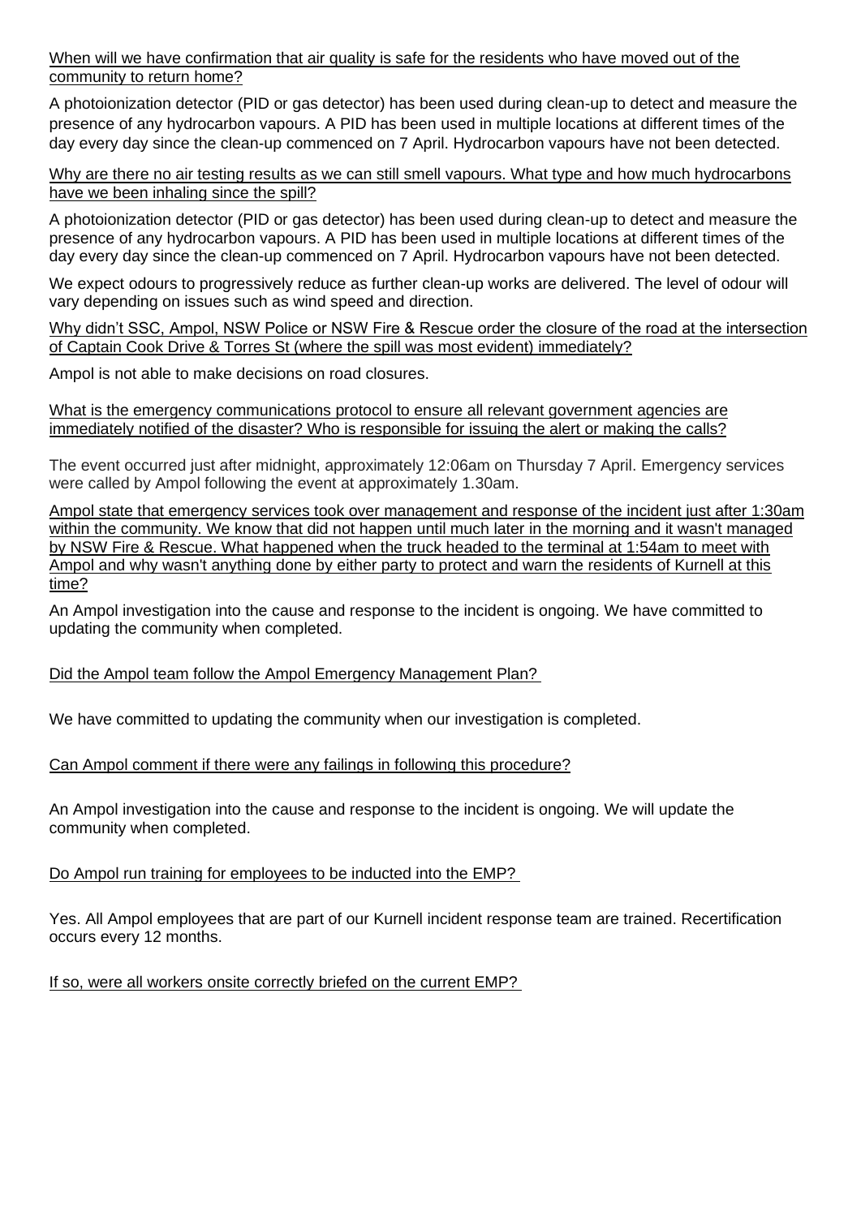<u>When will we have confirmation that air quality is safe for the residents who have moved out of the community to return home?</u>

A photoionization detector (PID or gas detector) has been used during clean-up to detect and measure the presence of any hydrocarbon vapours. A PID has been used in multiple locations at different times of the day every day since the clean-up commenced on 7 April. Hydrocarbon vapours have not been detected.

<u>Why are there no air testing results as we can still smell vapours. What type and how much hydrocarbons have we been inhaling since the spill?</u>

A photoionization detector (PID or gas detector) has been used during clean-up to detect and measure the presence of any hydrocarbon vapours. A PID has been used in multiple locations at different times of the day every day since the clean-up commenced on 7 April. Hydrocarbon vapours have not been detected.

We expect odours to progressively reduce as further clean-up works are delivered. The level of odour will vary depending on issues such as wind speed and direction.

<u>Why didn't SSC, Ampol, NSW Police or NSW Fire & Rescue order the closure of the road at the intersection of Captain Cook Drive & Torres St (where the spill was most evident) immediately?</u>

Ampol is not able to make decisions on road closures.

<u>What is the emergency communications protocol to ensure all relevant government agencies are immediately notified of the disaster? Who is responsible for issuing the alert or making the calls?</u>

The event occurred just after midnight, approximately 12:06am on Thursday 7 April. Emergency services were called by Ampol following the event at approximately 1.30am.

<u>Ampol state that emergency services took over management and response of the incident just after 1:30am within the community. We know that did not happen until much later in the morning and it wasn't managed by NSW Fire & Rescue. What happened when the truck headed to the terminal at 1:54am to meet with Ampol and why wasn't anything done by either party to protect and warn the residents of Kurnell at this time?</u>

An Ampol investigation into the cause and response to the incident is ongoing. We have committed to updating the community when completed.

<u>Did the Ampol team follow the Ampol Emergency Management Plan?</u>

We have committed to updating the community when our investigation is completed.

<u>Can Ampol comment if there were any failings in following this procedure?</u>

An Ampol investigation into the cause and response to the incident is ongoing. We will update the community when completed.

<u>Do Ampol run training for employees to be inducted into the EMP?</u>

Yes. All Ampol employees that are part of our Kurnell incident response team are trained. Recertification occurs every 12 months.

<u>If so, were all workers onsite correctly briefed on the current EMP?</u>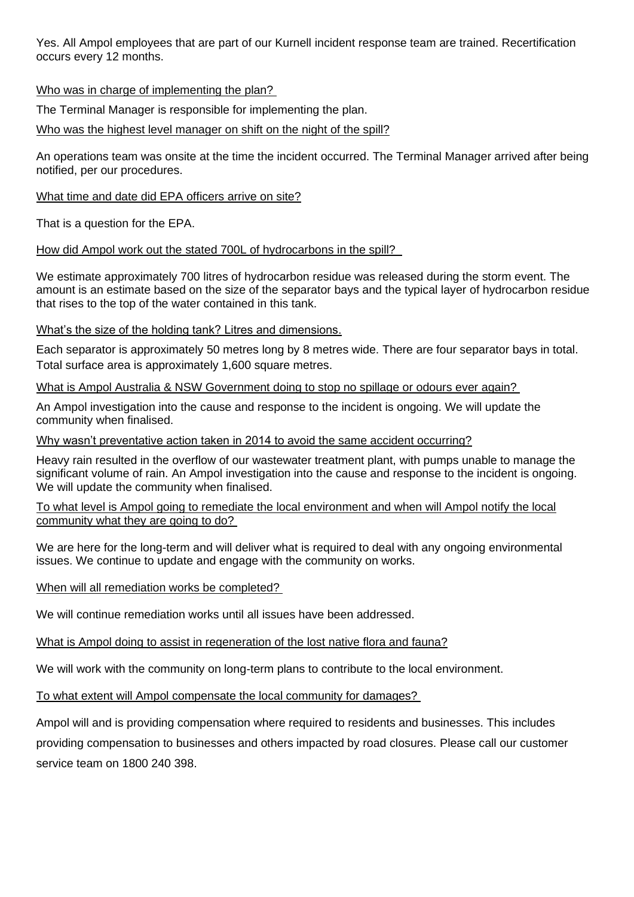Yes. All Ampol employees that are part of our Kurnell incident response team are trained. Recertification occurs every 12 months.

<u>Who was in charge of implementing the plan?</u>

The Terminal Manager is responsible for implementing the plan.

<u>Who was the highest level manager on shift on the night of the spill?</u>

An operations team was onsite at the time the incident occurred. The Terminal Manager arrived after being notified, per our procedures.

<u>What time and date did EPA officers arrive on site?</u>

That is a question for the EPA.

<u>How did Ampol work out the stated 700L of hydrocarbons in the spill?</u>

We estimate approximately 700 litres of hydrocarbon residue was released during the storm event. The amount is an estimate based on the size of the separator bays and the typical layer of hydrocarbon residue that rises to the top of the water contained in this tank.

<u>What's the size of the holding tank? Litres and dimensions.</u>

Each separator is approximately 50 metres long by 8 metres wide. There are four separator bays in total. Total surface area is approximately 1,600 square metres.

<u>What is Ampol Australia & NSW Government doing to stop no spillage or odours ever again?</u>

An Ampol investigation into the cause and response to the incident is ongoing. We will update the community when finalised.

<u>Why wasn't preventative action taken in 2014 to avoid the same accident occurring?</u>

Heavy rain resulted in the overflow of our wastewater treatment plant, with pumps unable to manage the significant volume of rain. An Ampol investigation into the cause and response to the incident is ongoing. We will update the community when finalised.

<u>To what level is Ampol going to remediate the local environment and when will Ampol notify the local community what they are going to do?</u>

We are here for the long-term and will deliver what is required to deal with any ongoing environmental issues. We continue to update and engage with the community on works.

<u>When will all remediation works be completed?</u>

We will continue remediation works until all issues have been addressed.

<u>What is Ampol doing to assist in regeneration of the lost native flora and fauna?</u>

We will work with the community on long-term plans to contribute to the local environment.

<u>To what extent will Ampol compensate the local community for damages?</u>

Ampol will and is providing compensation where required to residents and businesses. This includes providing compensation to businesses and others impacted by road closures. Please call our customer service team on 1800 240 398.